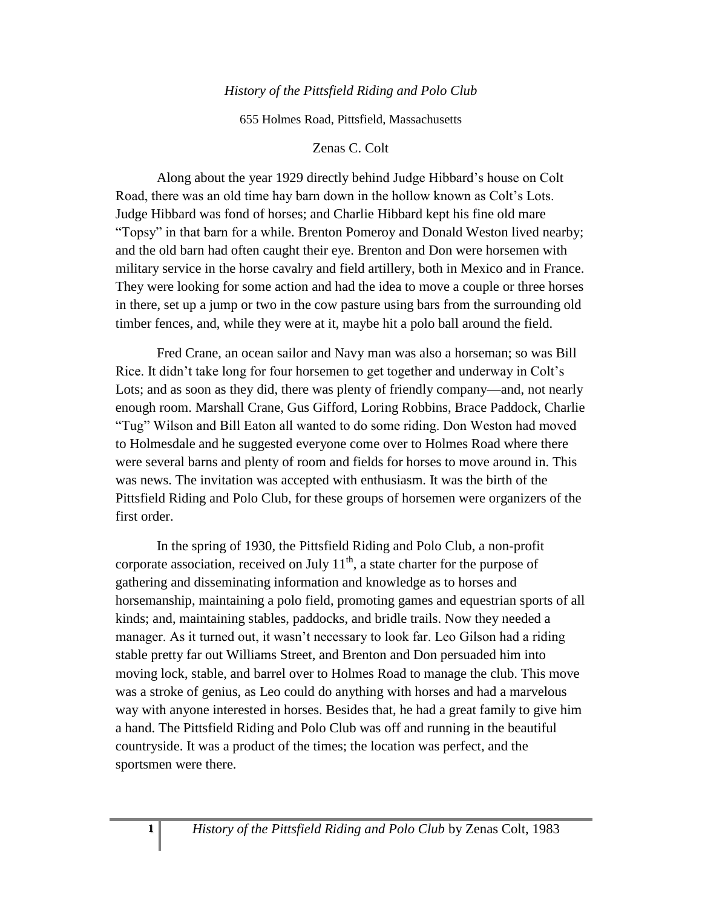*History of the Pittsfield Riding and Polo Club*

655 Holmes Road, Pittsfield, Massachusetts

Zenas C. Colt

Along about the year 1929 directly behind Judge Hibbard's house on Colt Road, there was an old time hay barn down in the hollow known as Colt's Lots. Judge Hibbard was fond of horses; and Charlie Hibbard kept his fine old mare "Topsy" in that barn for a while. Brenton Pomeroy and Donald Weston lived nearby; and the old barn had often caught their eye. Brenton and Don were horsemen with military service in the horse cavalry and field artillery, both in Mexico and in France. They were looking for some action and had the idea to move a couple or three horses in there, set up a jump or two in the cow pasture using bars from the surrounding old timber fences, and, while they were at it, maybe hit a polo ball around the field.

Fred Crane, an ocean sailor and Navy man was also a horseman; so was Bill Rice. It didn't take long for four horsemen to get together and underway in Colt's Lots; and as soon as they did, there was plenty of friendly company—and, not nearly enough room. Marshall Crane, Gus Gifford, Loring Robbins, Brace Paddock, Charlie "Tug" Wilson and Bill Eaton all wanted to do some riding. Don Weston had moved to Holmesdale and he suggested everyone come over to Holmes Road where there were several barns and plenty of room and fields for horses to move around in. This was news. The invitation was accepted with enthusiasm. It was the birth of the Pittsfield Riding and Polo Club, for these groups of horsemen were organizers of the first order.

In the spring of 1930, the Pittsfield Riding and Polo Club, a non-profit corporate association, received on July 11th, a state charter for the purpose of gathering and disseminating information and knowledge as to horses and horsemanship, maintaining a polo field, promoting games and equestrian sports of all kinds; and, maintaining stables, paddocks, and bridle trails. Now they needed a manager. As it turned out, it wasn't necessary to look far. Leo Gilson had a riding stable pretty far out Williams Street, and Brenton and Don persuaded him into moving lock, stable, and barrel over to Holmes Road to manage the club. This move was a stroke of genius, as Leo could do anything with horses and had a marvelous way with anyone interested in horses. Besides that, he had a great family to give him a hand. The Pittsfield Riding and Polo Club was off and running in the beautiful countryside. It was a product of the times; the location was perfect, and the sportsmen were there.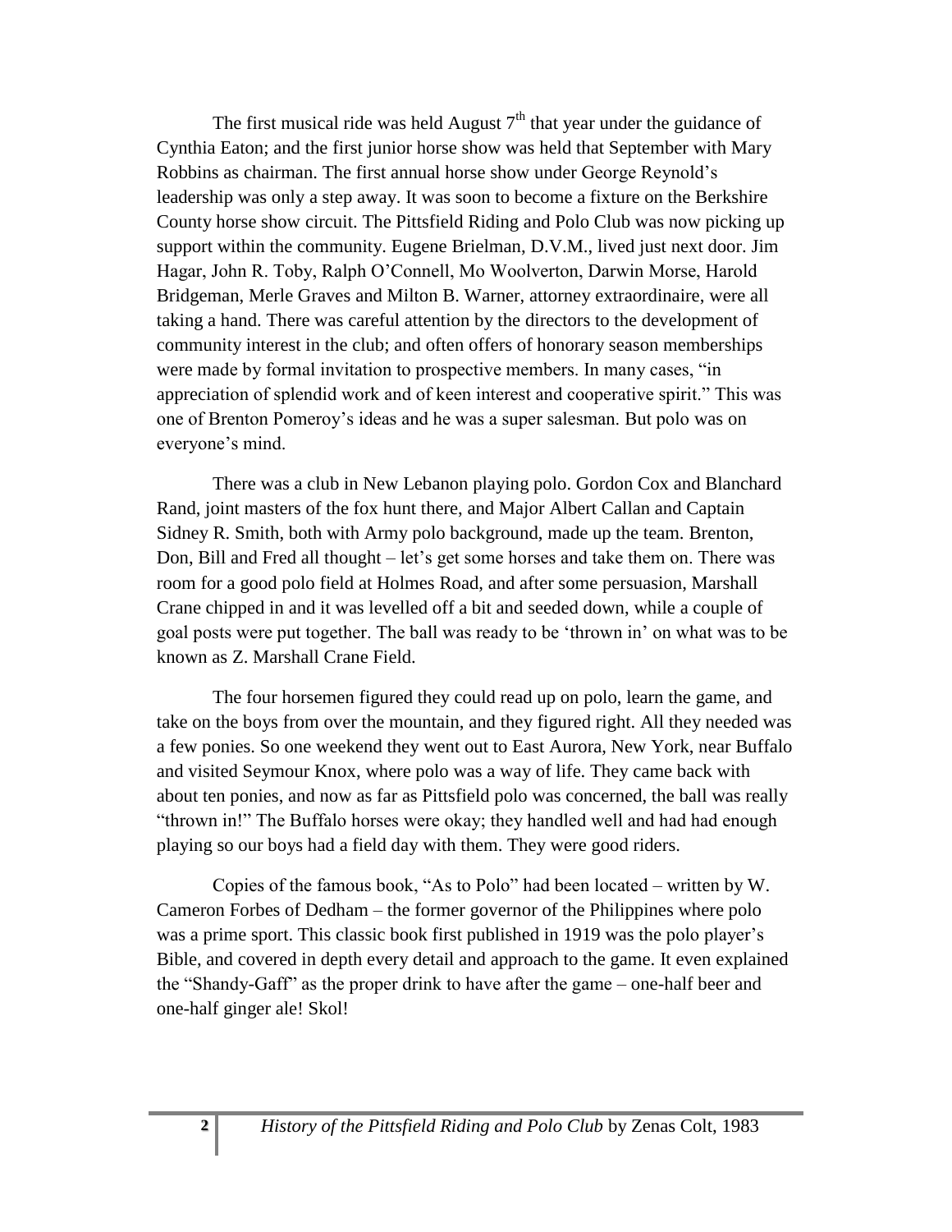The first musical ride was held August 7th that year under the guidance of Cynthia Eaton; and the first junior horse show was held that September with Mary Robbins as chairman. The first annual horse show under George Reynold's leadership was only a step away. It was soon to become a fixture on the Berkshire County horse show circuit. The Pittsfield Riding and Polo Club was now picking up support within the community. Eugene Brielman, D.V.M., lived just next door. Jim Hagar, John R. Toby, Ralph O'Connell, Mo Woolverton, Darwin Morse, Harold Bridgeman, Merle Graves and Milton B. Warner, attorney extraordinaire, were all taking a hand. There was careful attention by the directors to the development of community interest in the club; and often offers of honorary season memberships were made by formal invitation to prospective members. In many cases, "in appreciation of splendid work and of keen interest and cooperative spirit." This was one of Brenton Pomeroy's ideas and he was a super salesman. But polo was on everyone's mind.

There was a club in New Lebanon playing polo. Gordon Cox and Blanchard Rand, joint masters of the fox hunt there, and Major Albert Callan and Captain Sidney R. Smith, both with Army polo background, made up the team. Brenton, Don, Bill and Fred all thought – let's get some horses and take them on. There was room for a good polo field at Holmes Road, and after some persuasion, Marshall Crane chipped in and it was levelled off a bit and seeded down, while a couple of goal posts were put together. The ball was ready to be 'thrown in' on what was to be known as Z. Marshall Crane Field.

The four horsemen figured they could read up on polo, learn the game, and take on the boys from over the mountain, and they figured right. All they needed was a few ponies. So one weekend they went out to East Aurora, New York, near Buffalo and visited Seymour Knox, where polo was a way of life. They came back with about ten ponies, and now as far as Pittsfield polo was concerned, the ball was really "thrown in!" The Buffalo horses were okay; they handled well and had had enough playing so our boys had a field day with them. They were good riders.

Copies of the famous book, "As to Polo" had been located – written by W. Cameron Forbes of Dedham – the former governor of the Philippines where polo was a prime sport. This classic book first published in 1919 was the polo player's Bible, and covered in depth every detail and approach to the game. It even explained the "Shandy-Gaff" as the proper drink to have after the game – one-half beer and one-half ginger ale! Skol!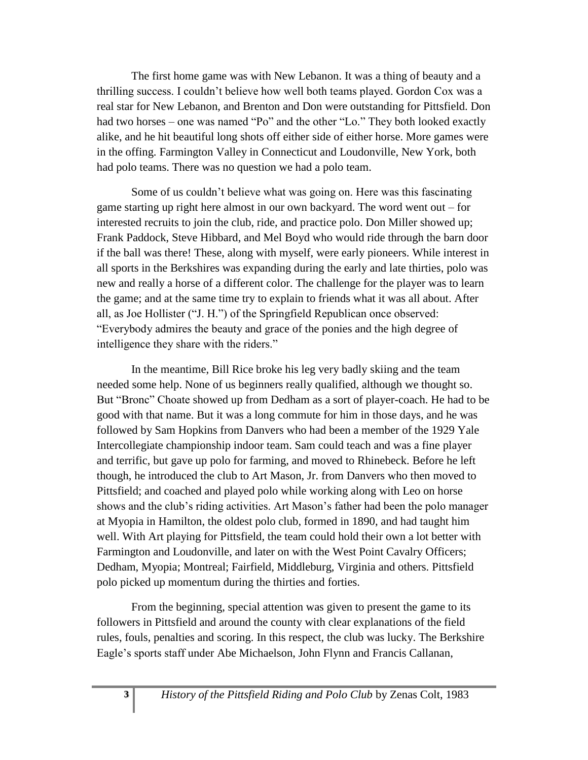The first home game was with New Lebanon. It was a thing of beauty and a thrilling success. I couldn't believe how well both teams played. Gordon Cox was a real star for New Lebanon, and Brenton and Don were outstanding for Pittsfield. Don had two horses – one was named "Po" and the other "Lo." They both looked exactly alike, and he hit beautiful long shots off either side of either horse. More games were in the offing. Farmington Valley in Connecticut and Loudonville, New York, both had polo teams. There was no question we had a polo team.

Some of us couldn't believe what was going on. Here was this fascinating game starting up right here almost in our own backyard. The word went out – for interested recruits to join the club, ride, and practice polo. Don Miller showed up; Frank Paddock, Steve Hibbard, and Mel Boyd who would ride through the barn door if the ball was there! These, along with myself, were early pioneers. While interest in all sports in the Berkshires was expanding during the early and late thirties, polo was new and really a horse of a different color. The challenge for the player was to learn the game; and at the same time try to explain to friends what it was all about. After all, as Joe Hollister ("J. H.") of the Springfield Republican once observed: "Everybody admires the beauty and grace of the ponies and the high degree of intelligence they share with the riders."

In the meantime, Bill Rice broke his leg very badly skiing and the team needed some help. None of us beginners really qualified, although we thought so. But "Bronc" Choate showed up from Dedham as a sort of player-coach. He had to be good with that name. But it was a long commute for him in those days, and he was followed by Sam Hopkins from Danvers who had been a member of the 1929 Yale Intercollegiate championship indoor team. Sam could teach and was a fine player and terrific, but gave up polo for farming, and moved to Rhinebeck. Before he left though, he introduced the club to Art Mason, Jr. from Danvers who then moved to Pittsfield; and coached and played polo while working along with Leo on horse shows and the club's riding activities. Art Mason's father had been the polo manager at Myopia in Hamilton, the oldest polo club, formed in 1890, and had taught him well. With Art playing for Pittsfield, the team could hold their own a lot better with Farmington and Loudonville, and later on with the West Point Cavalry Officers; Dedham, Myopia; Montreal; Fairfield, Middleburg, Virginia and others. Pittsfield polo picked up momentum during the thirties and forties.

From the beginning, special attention was given to present the game to its followers in Pittsfield and around the county with clear explanations of the field rules, fouls, penalties and scoring. In this respect, the club was lucky. The Berkshire Eagle's sports staff under Abe Michaelson, John Flynn and Francis Callanan,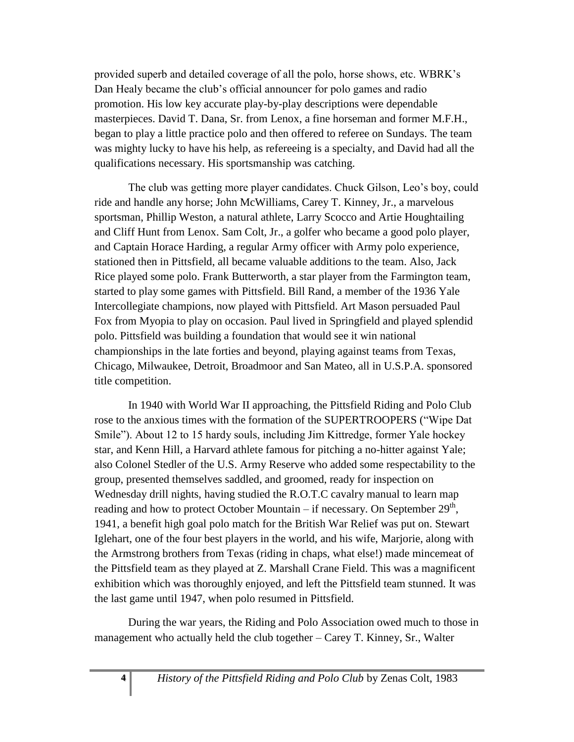provided superb and detailed coverage of all the polo, horse shows, etc. WBRK's Dan Healy became the club's official announcer for polo games and radio promotion. His low key accurate play-by-play descriptions were dependable masterpieces. David T. Dana, Sr. from Lenox, a fine horseman and former M.F.H., began to play a little practice polo and then offered to referee on Sundays. The team was mighty lucky to have his help, as refereeing is a specialty, and David had all the qualifications necessary. His sportsmanship was catching.

The club was getting more player candidates. Chuck Gilson, Leo's boy, could ride and handle any horse; John McWilliams, Carey T. Kinney, Jr., a marvelous sportsman, Phillip Weston, a natural athlete, Larry Scocco and Artie Houghtailing and Cliff Hunt from Lenox. Sam Colt, Jr., a golfer who became a good polo player, and Captain Horace Harding, a regular Army officer with Army polo experience, stationed then in Pittsfield, all became valuable additions to the team. Also, Jack Rice played some polo. Frank Butterworth, a star player from the Farmington team, started to play some games with Pittsfield. Bill Rand, a member of the 1936 Yale Intercollegiate champions, now played with Pittsfield. Art Mason persuaded Paul Fox from Myopia to play on occasion. Paul lived in Springfield and played splendid polo. Pittsfield was building a foundation that would see it win national championships in the late forties and beyond, playing against teams from Texas, Chicago, Milwaukee, Detroit, Broadmoor and San Mateo, all in U.S.P.A. sponsored title competition.

In 1940 with World War II approaching, the Pittsfield Riding and Polo Club rose to the anxious times with the formation of the SUPERTROOPERS ("Wipe Dat Smile"). About 12 to 15 hardy souls, including Jim Kittredge, former Yale hockey star, and Kenn Hill, a Harvard athlete famous for pitching a no-hitter against Yale; also Colonel Stedler of the U.S. Army Reserve who added some respectability to the group, presented themselves saddled, and groomed, ready for inspection on Wednesday drill nights, having studied the R.O.T.C cavalry manual to learn map reading and how to protect October Mountain – if necessary. On September 29th, 1941, a benefit high goal polo match for the British War Relief was put on. Stewart Iglehart, one of the four best players in the world, and his wife, Marjorie, along with the Armstrong brothers from Texas (riding in chaps, what else!) made mincemeat of the Pittsfield team as they played at Z. Marshall Crane Field. This was a magnificent exhibition which was thoroughly enjoyed, and left the Pittsfield team stunned. It was the last game until 1947, when polo resumed in Pittsfield.

During the war years, the Riding and Polo Association owed much to those in management who actually held the club together – Carey T. Kinney, Sr., Walter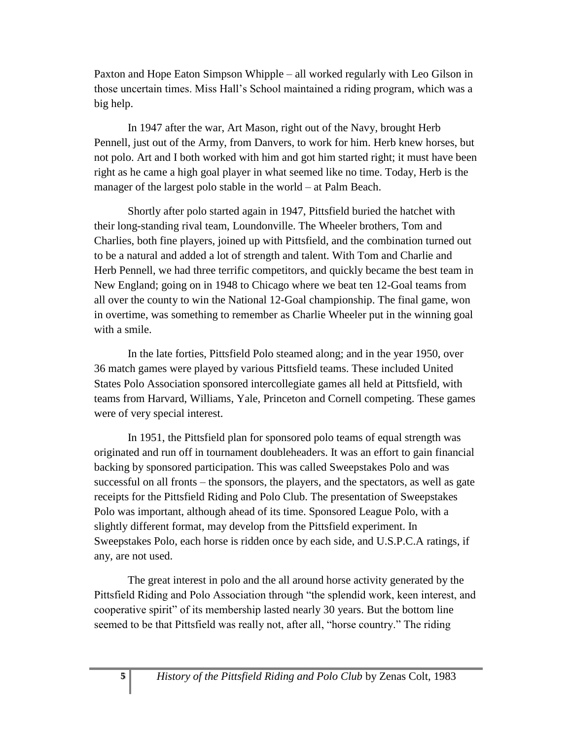Paxton and Hope Eaton Simpson Whipple – all worked regularly with Leo Gilson in those uncertain times. Miss Hall's School maintained a riding program, which was a big help.

In 1947 after the war, Art Mason, right out of the Navy, brought Herb Pennell, just out of the Army, from Danvers, to work for him. Herb knew horses, but not polo. Art and I both worked with him and got him started right; it must have been right as he came a high goal player in what seemed like no time. Today, Herb is the manager of the largest polo stable in the world – at Palm Beach.

Shortly after polo started again in 1947, Pittsfield buried the hatchet with their long-standing rival team, Loundonville. The Wheeler brothers, Tom and Charlies, both fine players, joined up with Pittsfield, and the combination turned out to be a natural and added a lot of strength and talent. With Tom and Charlie and Herb Pennell, we had three terrific competitors, and quickly became the best team in New England; going on in 1948 to Chicago where we beat ten 12-Goal teams from all over the county to win the National 12-Goal championship. The final game, won in overtime, was something to remember as Charlie Wheeler put in the winning goal with a smile.

In the late forties, Pittsfield Polo steamed along; and in the year 1950, over 36 match games were played by various Pittsfield teams. These included United States Polo Association sponsored intercollegiate games all held at Pittsfield, with teams from Harvard, Williams, Yale, Princeton and Cornell competing. These games were of very special interest.

In 1951, the Pittsfield plan for sponsored polo teams of equal strength was originated and run off in tournament doubleheaders. It was an effort to gain financial backing by sponsored participation. This was called Sweepstakes Polo and was successful on all fronts – the sponsors, the players, and the spectators, as well as gate receipts for the Pittsfield Riding and Polo Club. The presentation of Sweepstakes Polo was important, although ahead of its time. Sponsored League Polo, with a slightly different format, may develop from the Pittsfield experiment. In Sweepstakes Polo, each horse is ridden once by each side, and U.S.P.C.A ratings, if any, are not used.

The great interest in polo and the all around horse activity generated by the Pittsfield Riding and Polo Association through "the splendid work, keen interest, and cooperative spirit" of its membership lasted nearly 30 years. But the bottom line seemed to be that Pittsfield was really not, after all, "horse country." The riding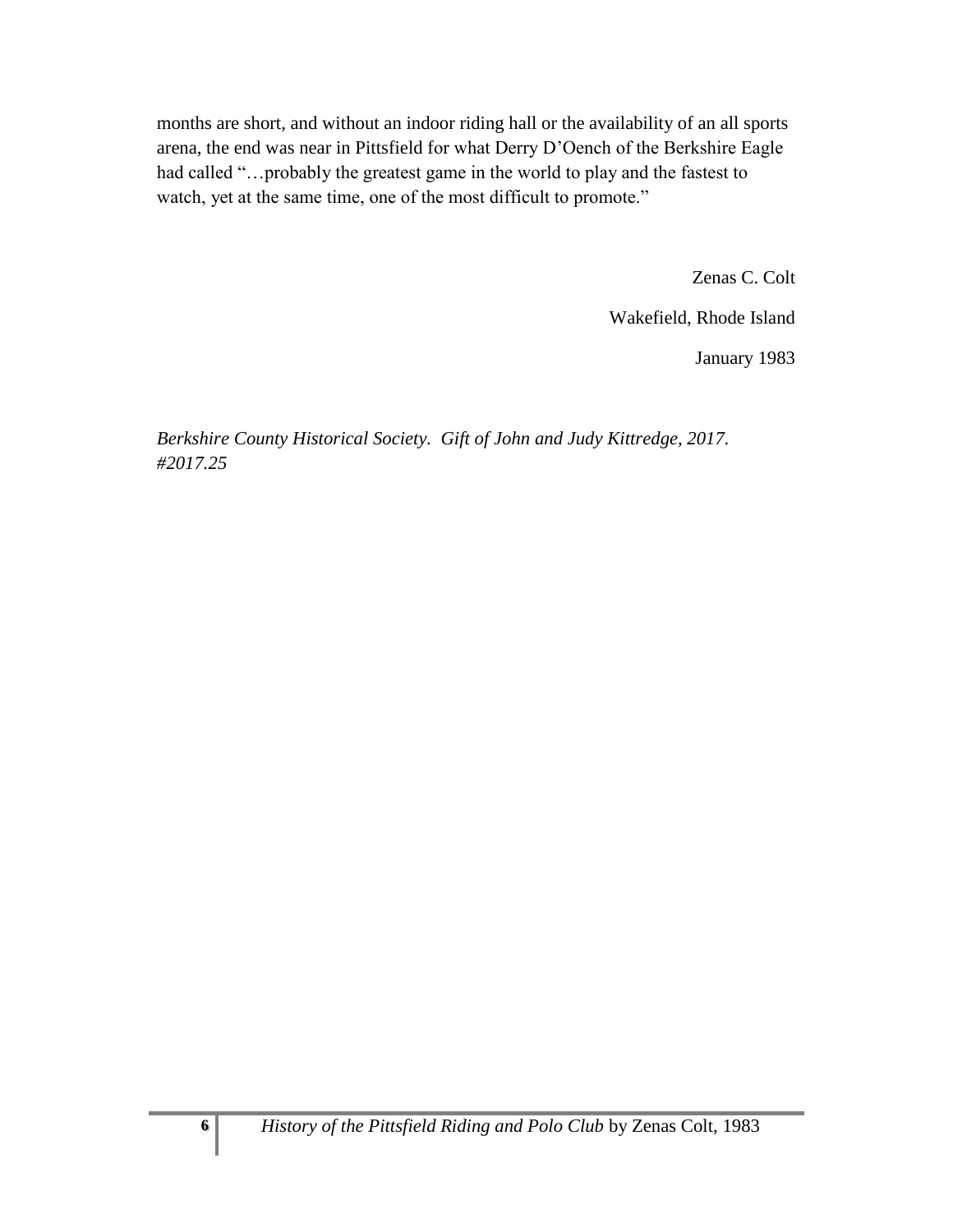months are short, and without an indoor riding hall or the availability of an all sports arena, the end was near in Pittsfield for what Derry D'Oench of the Berkshire Eagle had called "…probably the greatest game in the world to play and the fastest to watch, yet at the same time, one of the most difficult to promote."

Zenas C. Colt

Wakefield, Rhode Island

January 1983

*Berkshire County Historical Society. Gift of John and Judy Kittredge, 2017. #2017.25*